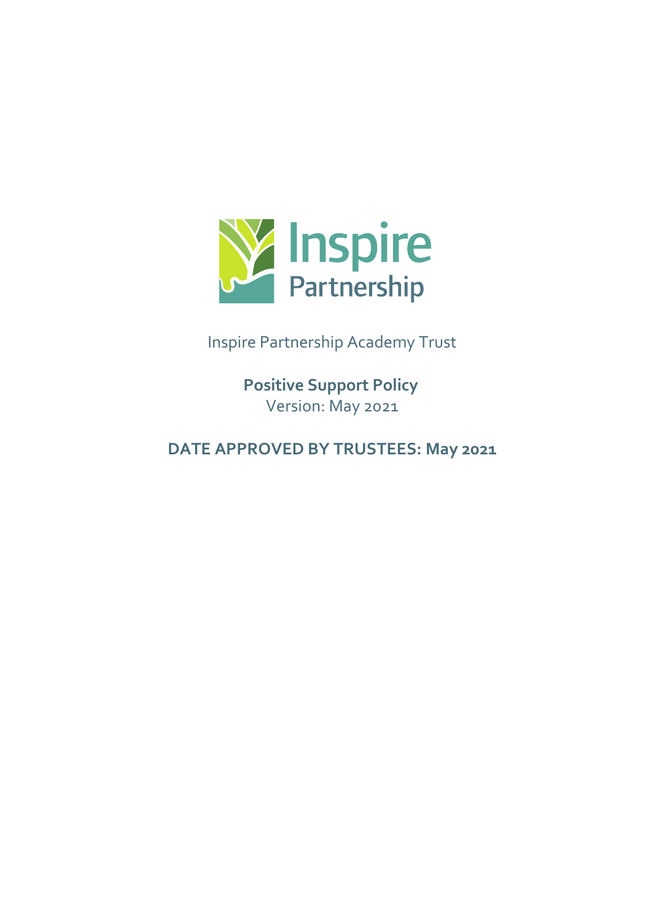Inspire Partnership

Inspire Partnership Academy Trust

# Positive Support Policy

Version: May 2021

**DATE APPROVED BY TRUSTEES: May 2021**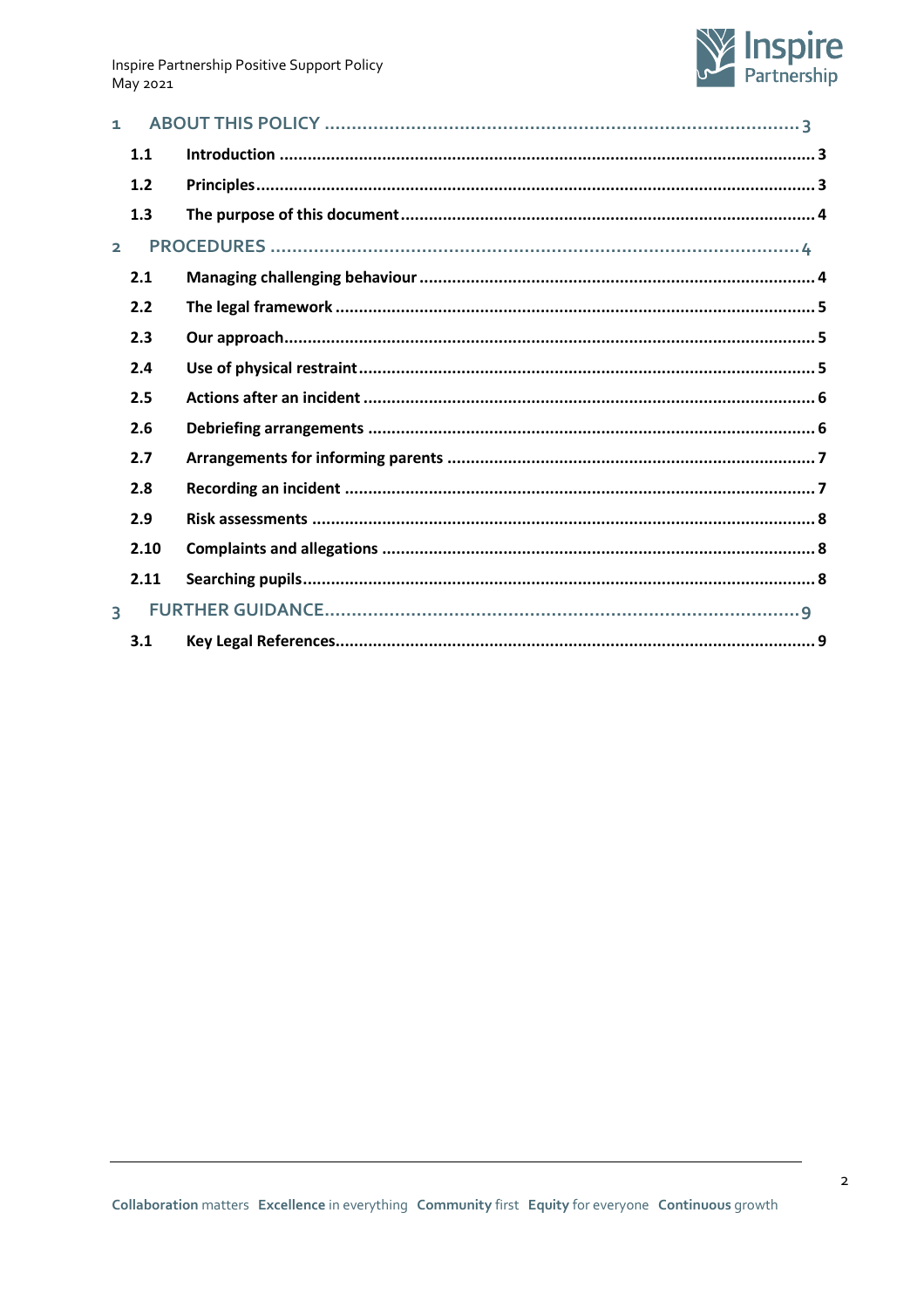1 ABOUT THIS POLICY ........ 3

- 1.1 Introduction ........ 3
- 1.2 Principles ........ 3
- 1.3 The purpose of this document ........ 4

2 PROCEDURES ........ 4

- 2.1 Managing challenging behaviour ........ 4
- 2.2 The legal framework ........ 5
- 2.3 Our approach ........ 5
- 2.4 Use of physical restraint ........ 5
- 2.5 Actions after an incident ........ 6
- 2.6 Debriefing arrangements ........ 6
- 2.7 Arrangements for informing parents ........ 7
- 2.8 Recording an incident ........ 7
- 2.9 Risk assessments ........ 8
- 2.10 Complaints and allegations ........ 8
- 2.11 Searching pupils ........ 8

3 FURTHER GUIDANCE ........ 9

- 3.1 Key Legal References ........ 9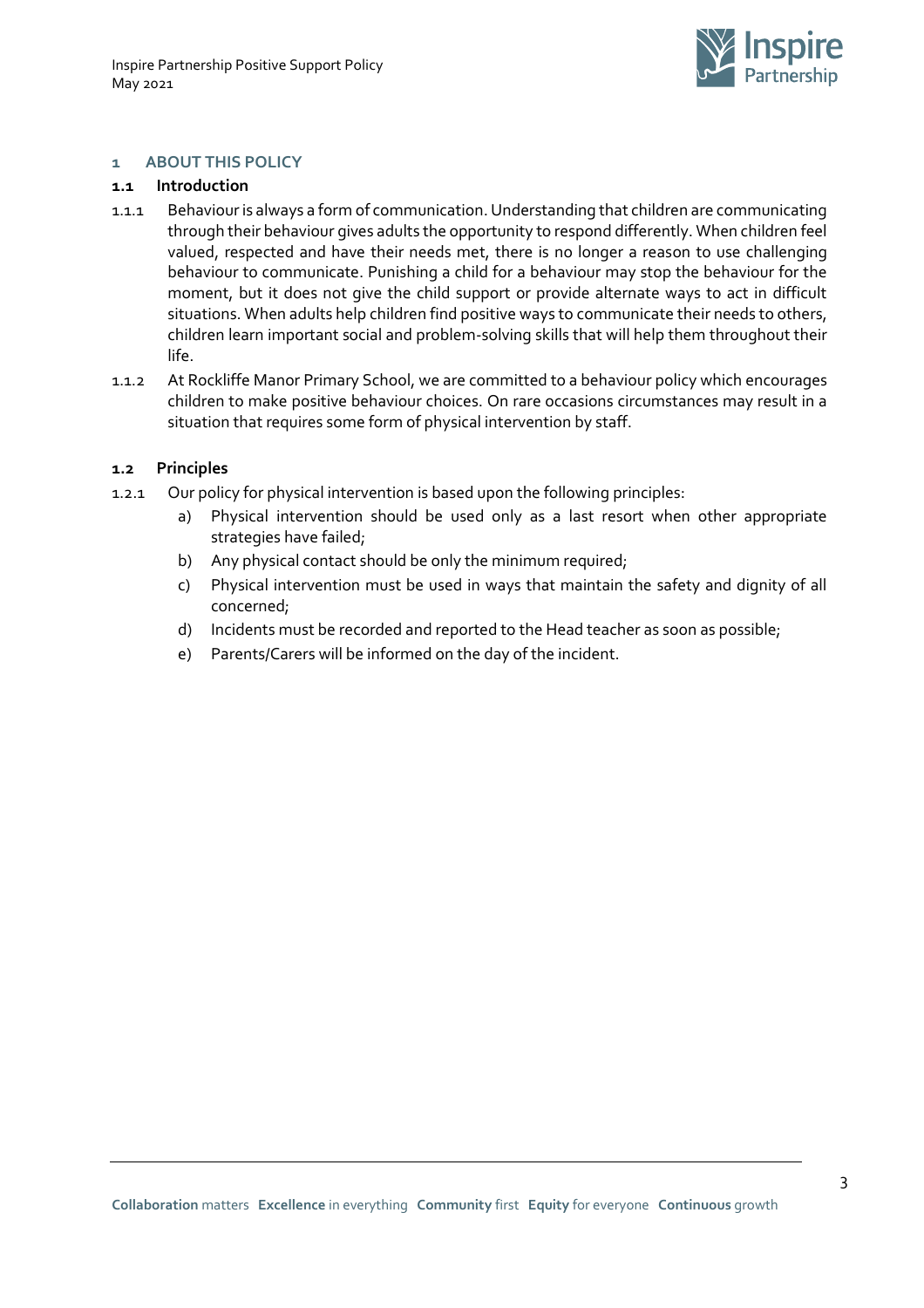## 1 ABOUT THIS POLICY

### 1.1 Introduction

1.1.1 Behaviour is always a form of communication. Understanding that children are communicating through their behaviour gives adults the opportunity to respond differently. When children feel valued, respected and have their needs met, there is no longer a reason to use challenging behaviour to communicate. Punishing a child for a behaviour may stop the behaviour for the moment, but it does not give the child support or provide alternate ways to act in difficult situations. When adults help children find positive ways to communicate their needs to others, children learn important social and problem-solving skills that will help them throughout their life.

1.1.2 At Rockliffe Manor Primary School, we are committed to a behaviour policy which encourages children to make positive behaviour choices. On rare occasions circumstances may result in a situation that requires some form of physical intervention by staff.

### 1.2 Principles

1.2.1 Our policy for physical intervention is based upon the following principles:

a) Physical intervention should be used only as a last resort when other appropriate strategies have failed;

b) Any physical contact should be only the minimum required;

c) Physical intervention must be used in ways that maintain the safety and dignity of all concerned;

d) Incidents must be recorded and reported to the Head teacher as soon as possible;

e) Parents/Carers will be informed on the day of the incident.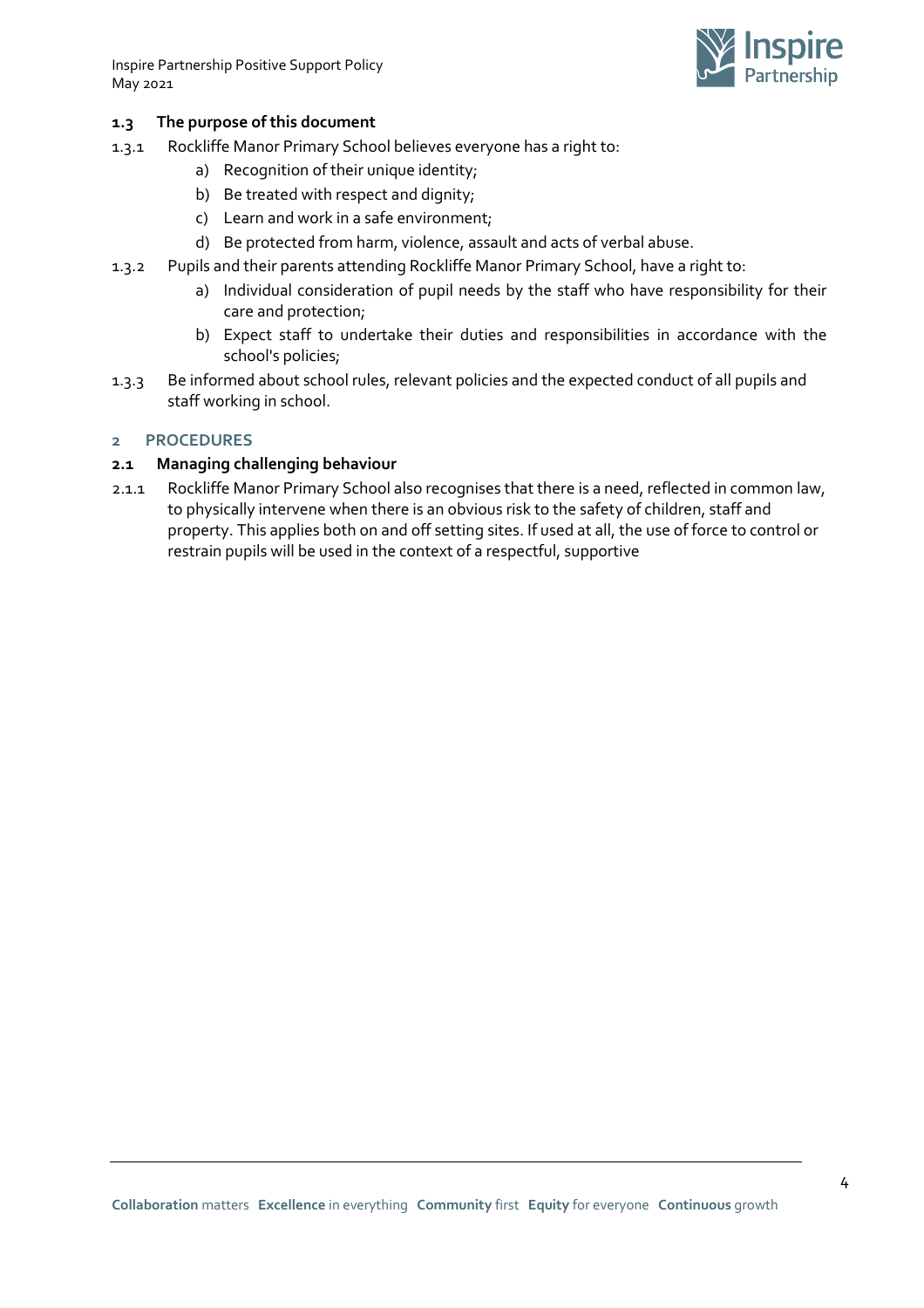### 1.3 The purpose of this document

1.3.1 Rockliffe Manor Primary School believes everyone has a right to:

a) Recognition of their unique identity;
b) Be treated with respect and dignity;
c) Learn and work in a safe environment;
d) Be protected from harm, violence, assault and acts of verbal abuse.

1.3.2 Pupils and their parents attending Rockliffe Manor Primary School, have a right to:

a) Individual consideration of pupil needs by the staff who have responsibility for their care and protection;
b) Expect staff to undertake their duties and responsibilities in accordance with the school's policies;

1.3.3 Be informed about school rules, relevant policies and the expected conduct of all pupils and staff working in school.

## 2 PROCEDURES

### 2.1 Managing challenging behaviour

2.1.1 Rockliffe Manor Primary School also recognises that there is a need, reflected in common law, to physically intervene when there is an obvious risk to the safety of children, staff and property. This applies both on and off setting sites. If used at all, the use of force to control or restrain pupils will be used in the context of a respectful, supportive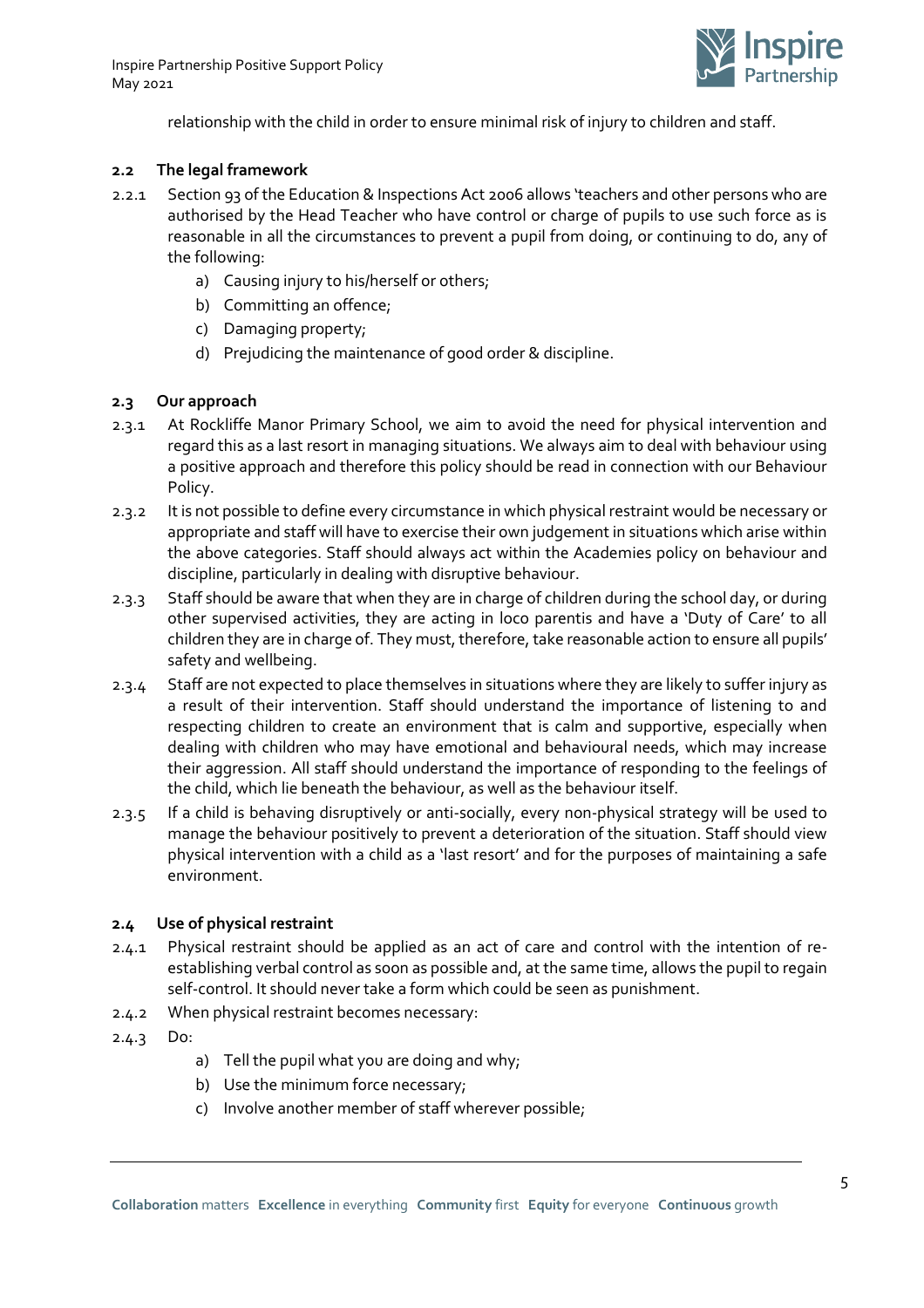relationship with the child in order to ensure minimal risk of injury to children and staff.

### 2.2 The legal framework

2.2.1 Section 93 of the Education & Inspections Act 2006 allows 'teachers and other persons who are authorised by the Head Teacher who have control or charge of pupils to use such force as is reasonable in all the circumstances to prevent a pupil from doing, or continuing to do, any of the following:

a) Causing injury to his/herself or others;
b) Committing an offence;
c) Damaging property;
d) Prejudicing the maintenance of good order & discipline.

### 2.3 Our approach

2.3.1 At Rockliffe Manor Primary School, we aim to avoid the need for physical intervention and regard this as a last resort in managing situations. We always aim to deal with behaviour using a positive approach and therefore this policy should be read in connection with our Behaviour Policy.

2.3.2 It is not possible to define every circumstance in which physical restraint would be necessary or appropriate and staff will have to exercise their own judgement in situations which arise within the above categories. Staff should always act within the Academies policy on behaviour and discipline, particularly in dealing with disruptive behaviour.

2.3.3 Staff should be aware that when they are in charge of children during the school day, or during other supervised activities, they are acting in loco parentis and have a 'Duty of Care' to all children they are in charge of. They must, therefore, take reasonable action to ensure all pupils' safety and wellbeing.

2.3.4 Staff are not expected to place themselves in situations where they are likely to suffer injury as a result of their intervention. Staff should understand the importance of listening to and respecting children to create an environment that is calm and supportive, especially when dealing with children who may have emotional and behavioural needs, which may increase their aggression. All staff should understand the importance of responding to the feelings of the child, which lie beneath the behaviour, as well as the behaviour itself.

2.3.5 If a child is behaving disruptively or anti-socially, every non-physical strategy will be used to manage the behaviour positively to prevent a deterioration of the situation. Staff should view physical intervention with a child as a 'last resort' and for the purposes of maintaining a safe environment.

### 2.4 Use of physical restraint

2.4.1 Physical restraint should be applied as an act of care and control with the intention of re-establishing verbal control as soon as possible and, at the same time, allows the pupil to regain self-control. It should never take a form which could be seen as punishment.

2.4.2 When physical restraint becomes necessary:

2.4.3 Do:

a) Tell the pupil what you are doing and why;
b) Use the minimum force necessary;
c) Involve another member of staff wherever possible;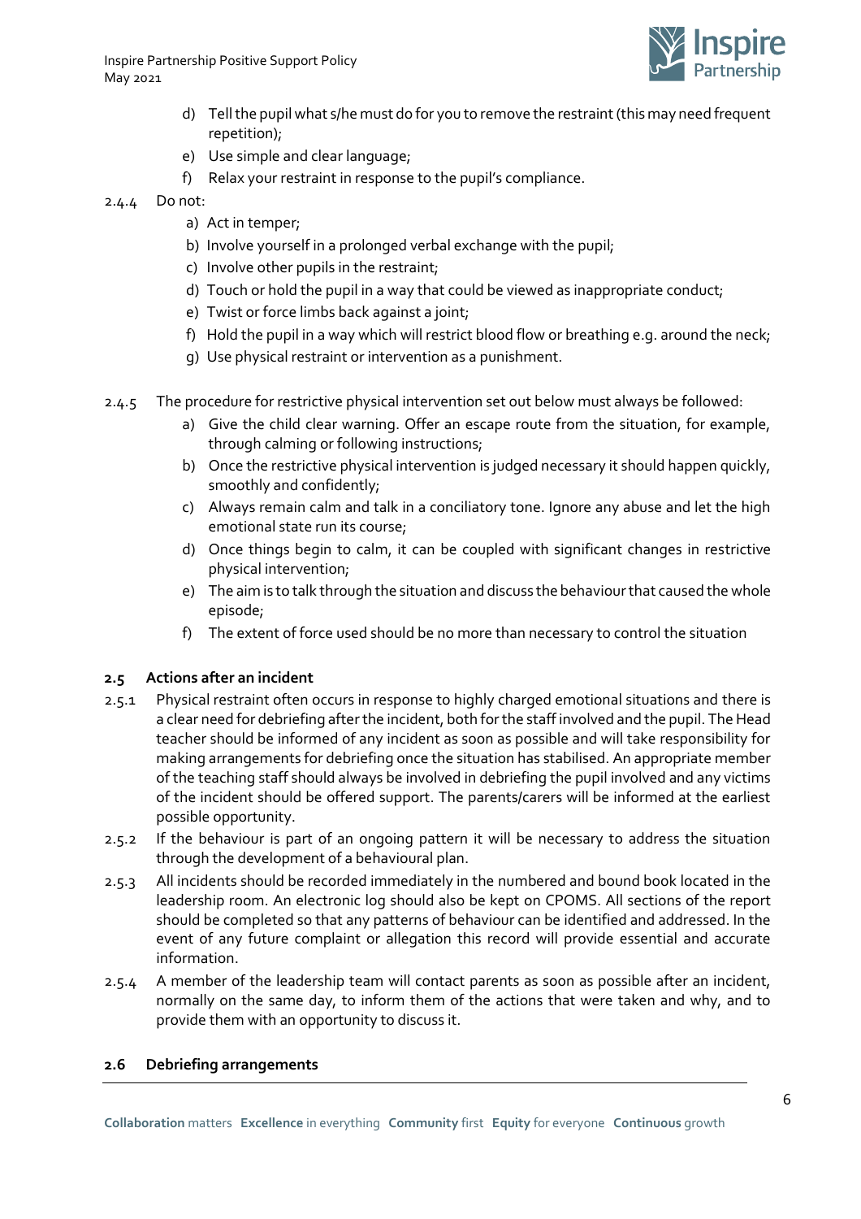d) Tell the pupil what s/he must do for you to remove the restraint (this may need frequent repetition);
e) Use simple and clear language;
f) Relax your restraint in response to the pupil's compliance.

2.4.4 Do not:

a) Act in temper;
b) Involve yourself in a prolonged verbal exchange with the pupil;
c) Involve other pupils in the restraint;
d) Touch or hold the pupil in a way that could be viewed as inappropriate conduct;
e) Twist or force limbs back against a joint;
f) Hold the pupil in a way which will restrict blood flow or breathing e.g. around the neck;
g) Use physical restraint or intervention as a punishment.

2.4.5 The procedure for restrictive physical intervention set out below must always be followed:

a) Give the child clear warning. Offer an escape route from the situation, for example, through calming or following instructions;
b) Once the restrictive physical intervention is judged necessary it should happen quickly, smoothly and confidently;
c) Always remain calm and talk in a conciliatory tone. Ignore any abuse and let the high emotional state run its course;
d) Once things begin to calm, it can be coupled with significant changes in restrictive physical intervention;
e) The aim is to talk through the situation and discuss the behaviour that caused the whole episode;
f) The extent of force used should be no more than necessary to control the situation

### 2.5 Actions after an incident

2.5.1 Physical restraint often occurs in response to highly charged emotional situations and there is a clear need for debriefing after the incident, both for the staff involved and the pupil. The Head teacher should be informed of any incident as soon as possible and will take responsibility for making arrangements for debriefing once the situation has stabilised. An appropriate member of the teaching staff should always be involved in debriefing the pupil involved and any victims of the incident should be offered support. The parents/carers will be informed at the earliest possible opportunity.

2.5.2 If the behaviour is part of an ongoing pattern it will be necessary to address the situation through the development of a behavioural plan.

2.5.3 All incidents should be recorded immediately in the numbered and bound book located in the leadership room. An electronic log should also be kept on CPOMS. All sections of the report should be completed so that any patterns of behaviour can be identified and addressed. In the event of any future complaint or allegation this record will provide essential and accurate information.

2.5.4 A member of the leadership team will contact parents as soon as possible after an incident, normally on the same day, to inform them of the actions that were taken and why, and to provide them with an opportunity to discuss it.

### 2.6 Debriefing arrangements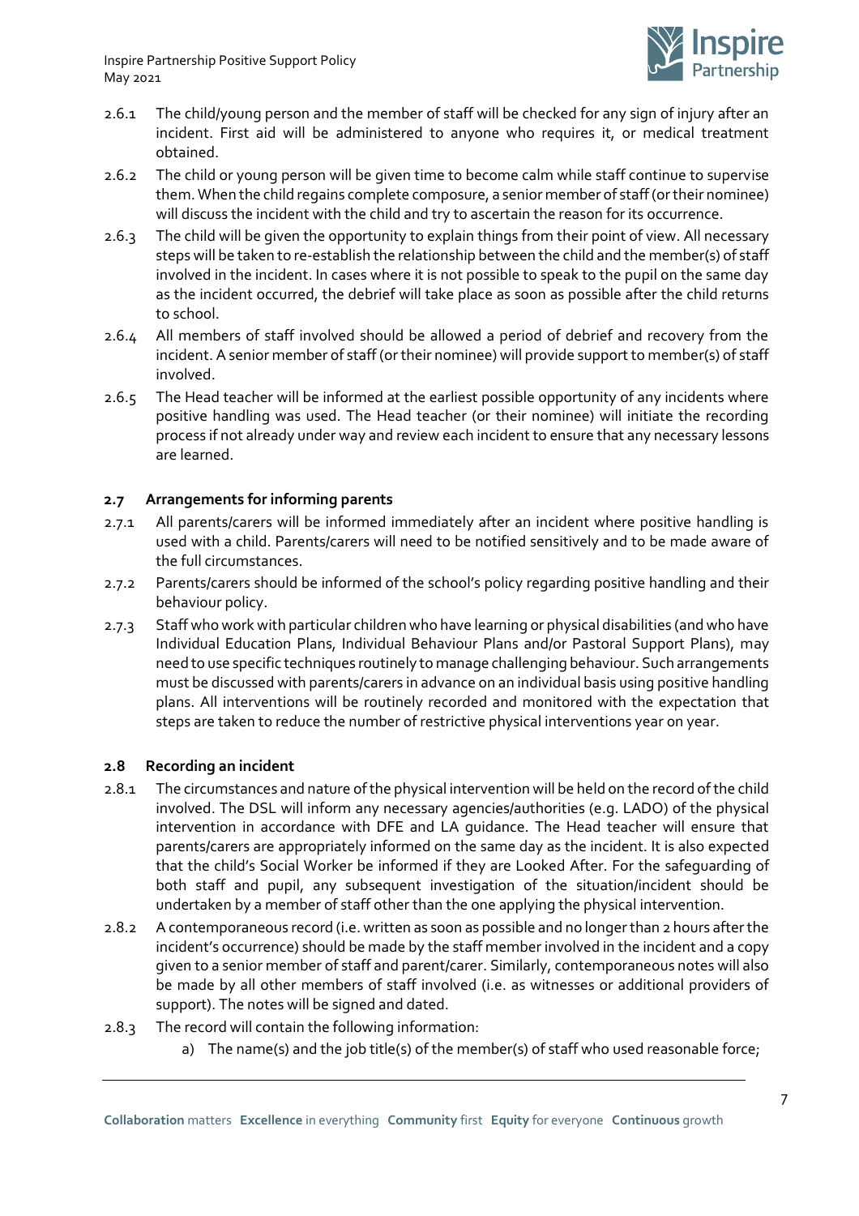2.6.1 The child/young person and the member of staff will be checked for any sign of injury after an incident. First aid will be administered to anyone who requires it, or medical treatment obtained.

2.6.2 The child or young person will be given time to become calm while staff continue to supervise them. When the child regains complete composure, a senior member of staff (or their nominee) will discuss the incident with the child and try to ascertain the reason for its occurrence.

2.6.3 The child will be given the opportunity to explain things from their point of view. All necessary steps will be taken to re-establish the relationship between the child and the member(s) of staff involved in the incident. In cases where it is not possible to speak to the pupil on the same day as the incident occurred, the debrief will take place as soon as possible after the child returns to school.

2.6.4 All members of staff involved should be allowed a period of debrief and recovery from the incident. A senior member of staff (or their nominee) will provide support to member(s) of staff involved.

2.6.5 The Head teacher will be informed at the earliest possible opportunity of any incidents where positive handling was used. The Head teacher (or their nominee) will initiate the recording process if not already under way and review each incident to ensure that any necessary lessons are learned.

### 2.7 Arrangements for informing parents

2.7.1 All parents/carers will be informed immediately after an incident where positive handling is used with a child. Parents/carers will need to be notified sensitively and to be made aware of the full circumstances.

2.7.2 Parents/carers should be informed of the school's policy regarding positive handling and their behaviour policy.

2.7.3 Staff who work with particular children who have learning or physical disabilities (and who have Individual Education Plans, Individual Behaviour Plans and/or Pastoral Support Plans), may need to use specific techniques routinely to manage challenging behaviour. Such arrangements must be discussed with parents/carers in advance on an individual basis using positive handling plans. All interventions will be routinely recorded and monitored with the expectation that steps are taken to reduce the number of restrictive physical interventions year on year.

### 2.8 Recording an incident

2.8.1 The circumstances and nature of the physical intervention will be held on the record of the child involved. The DSL will inform any necessary agencies/authorities (e.g. LADO) of the physical intervention in accordance with DFE and LA guidance. The Head teacher will ensure that parents/carers are appropriately informed on the same day as the incident. It is also expected that the child's Social Worker be informed if they are Looked After. For the safeguarding of both staff and pupil, any subsequent investigation of the situation/incident should be undertaken by a member of staff other than the one applying the physical intervention.

2.8.2 A contemporaneous record (i.e. written as soon as possible and no longer than 2 hours after the incident's occurrence) should be made by the staff member involved in the incident and a copy given to a senior member of staff and parent/carer. Similarly, contemporaneous notes will also be made by all other members of staff involved (i.e. as witnesses or additional providers of support). The notes will be signed and dated.

2.8.3 The record will contain the following information:

a) The name(s) and the job title(s) of the member(s) of staff who used reasonable force;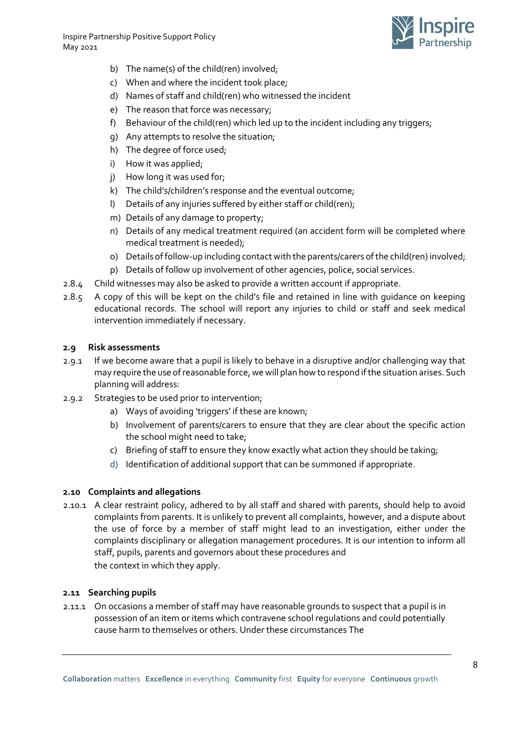b) The name(s) of the child(ren) involved;
c) When and where the incident took place;
d) Names of staff and child(ren) who witnessed the incident
e) The reason that force was necessary;
f) Behaviour of the child(ren) which led up to the incident including any triggers;
g) Any attempts to resolve the situation;
h) The degree of force used;
i) How it was applied;
j) How long it was used for;
k) The child's/children's response and the eventual outcome;
l) Details of any injuries suffered by either staff or child(ren);
m) Details of any damage to property;
n) Details of any medical treatment required (an accident form will be completed where medical treatment is needed);
o) Details of follow-up including contact with the parents/carers of the child(ren) involved;
p) Details of follow up involvement of other agencies, police, social services.

2.8.4 Child witnesses may also be asked to provide a written account if appropriate.

2.8.5 A copy of this will be kept on the child's file and retained in line with guidance on keeping educational records. The school will report any injuries to child or staff and seek medical intervention immediately if necessary.

### 2.9 Risk assessments

2.9.1 If we become aware that a pupil is likely to behave in a disruptive and/or challenging way that may require the use of reasonable force, we will plan how to respond if the situation arises. Such planning will address:

2.9.2 Strategies to be used prior to intervention;

a) Ways of avoiding 'triggers' if these are known;
b) Involvement of parents/carers to ensure that they are clear about the specific action the school might need to take;
c) Briefing of staff to ensure they know exactly what action they should be taking;
d) Identification of additional support that can be summoned if appropriate.

### 2.10 Complaints and allegations

2.10.1 A clear restraint policy, adhered to by all staff and shared with parents, should help to avoid complaints from parents. It is unlikely to prevent all complaints, however, and a dispute about the use of force by a member of staff might lead to an investigation, either under the complaints disciplinary or allegation management procedures. It is our intention to inform all staff, pupils, parents and governors about these procedures and the context in which they apply.

### 2.11 Searching pupils

2.11.1 On occasions a member of staff may have reasonable grounds to suspect that a pupil is in possession of an item or items which contravene school regulations and could potentially cause harm to themselves or others. Under these circumstances The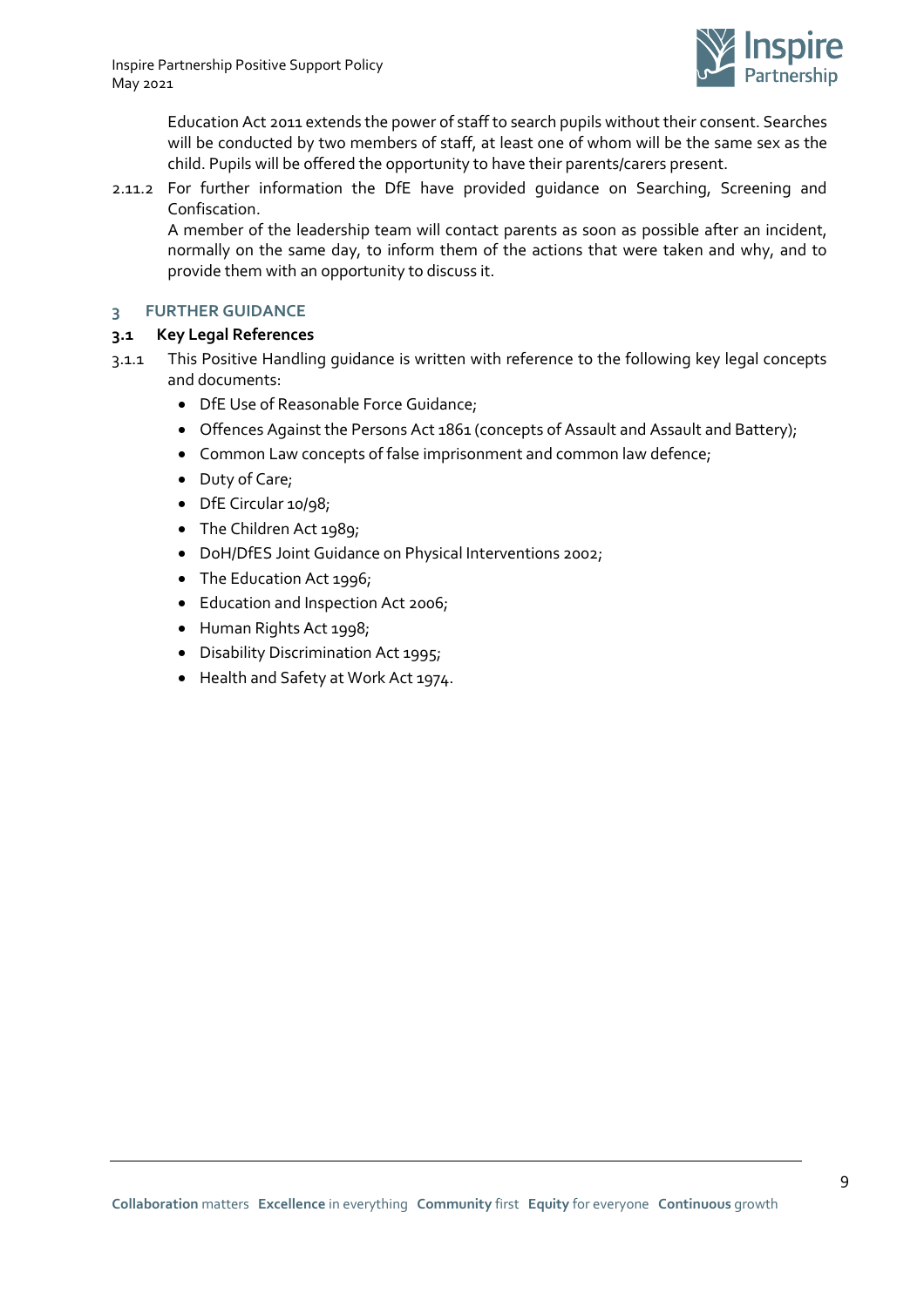Education Act 2011 extends the power of staff to search pupils without their consent. Searches will be conducted by two members of staff, at least one of whom will be the same sex as the child. Pupils will be offered the opportunity to have their parents/carers present.

2.11.2 For further information the DfE have provided guidance on Searching, Screening and Confiscation.
A member of the leadership team will contact parents as soon as possible after an incident, normally on the same day, to inform them of the actions that were taken and why, and to provide them with an opportunity to discuss it.

## 3 FURTHER GUIDANCE

### 3.1 Key Legal References

3.1.1 This Positive Handling guidance is written with reference to the following key legal concepts and documents:

- DfE Use of Reasonable Force Guidance;
- Offences Against the Persons Act 1861 (concepts of Assault and Assault and Battery);
- Common Law concepts of false imprisonment and common law defence;
- Duty of Care;
- DfE Circular 10/98;
- The Children Act 1989;
- DoH/DfES Joint Guidance on Physical Interventions 2002;
- The Education Act 1996;
- Education and Inspection Act 2006;
- Human Rights Act 1998;
- Disability Discrimination Act 1995;
- Health and Safety at Work Act 1974.